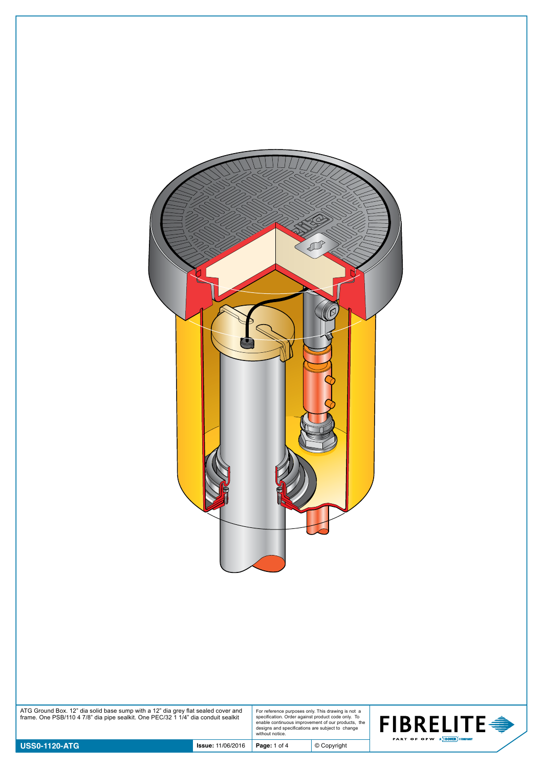ATG Ground Box. 12" dia solid base sump with a 12" dia grey flat sealed cover and frame. One PSB/110 4 7/8" dia pipe sealkit. One PEC/32 1 1/4" dia conduit sealkit

For reference purposes only. This drawing is not a specification. Order against product code only. To enable continuous improvement of our products, the designs and specifications are subject to change without notice.

**FIBRELITE**

PART OF OPW A DOVER COMPANY

**USS0-1120-ATG**

**Issue:** 11/06/2016

© Copyright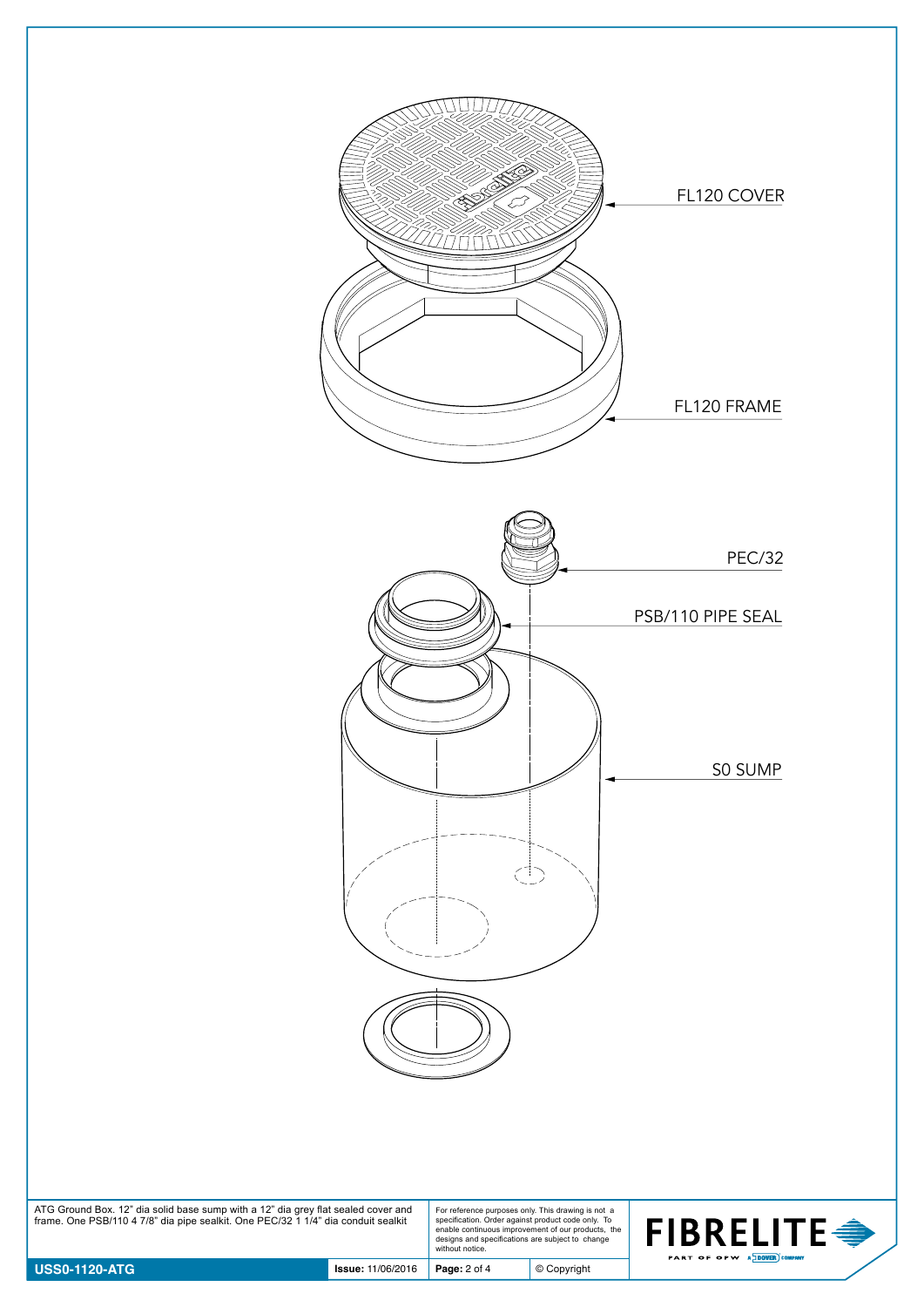FL120 COVER

FL120 FRAME

PEC/32

PSB/110 PIPE SEAL

S0 SUMP

ATG Ground Box. 12" dia solid base sump with a 12" dia grey flat sealed cover and frame. One PSB/110 4 7/8" dia pipe sealkit. One PEC/32 1 1/4" dia conduit sealkit

For reference purposes only. This drawing is not a specification. Order against product code only. To enable continuous improvement of our products, the designs and specifications are subject to change without notice.

**FIBRELITE** PART OF OPW A DOVER COMPANY

| **USS0-1120-ATG** | **Issue:** 11/06/2016 | **Page:** 2 of 4 | © Copyright |
| --- | --- | --- | --- |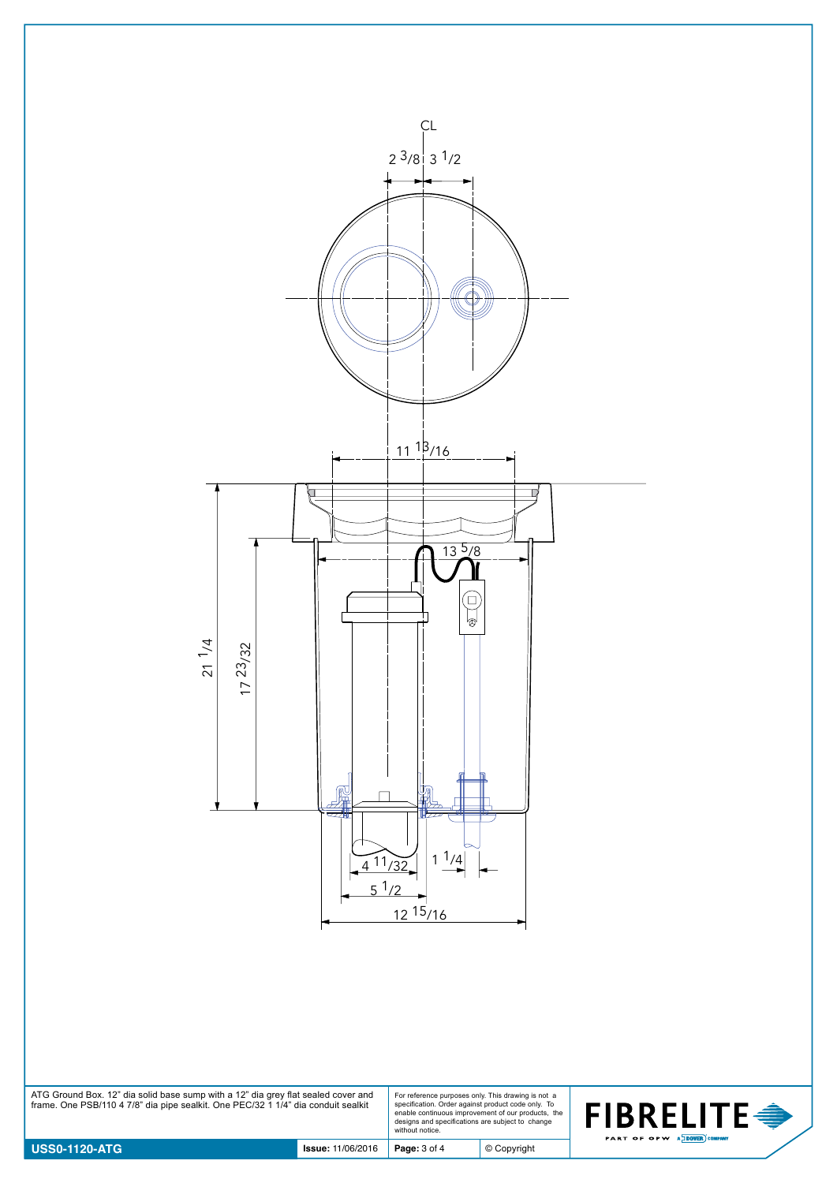CL

2 3/8 | 3 1/2

11 13/16

13 5/8

21 1/4

17 23/32

4 11/32

1 1/4

5 1/2

12 15/16

ATG Ground Box. 12" dia solid base sump with a 12" dia grey flat sealed cover and frame. One PSB/110 4 7/8" dia pipe sealkit. One PEC/32 1 1/4" dia conduit sealkit

For reference purposes only. This drawing is not a specification. Order against product code only. To enable continuous improvement of our products, the designs and specifications are subject to change without notice.

**FIBRELITE** PART OF OPW A DOVER COMPANY

| **USS0-1120-ATG** | **Issue:** 11/06/2016 | **Page:** 3 of 4 | © Copyright |
|---|---|---|---|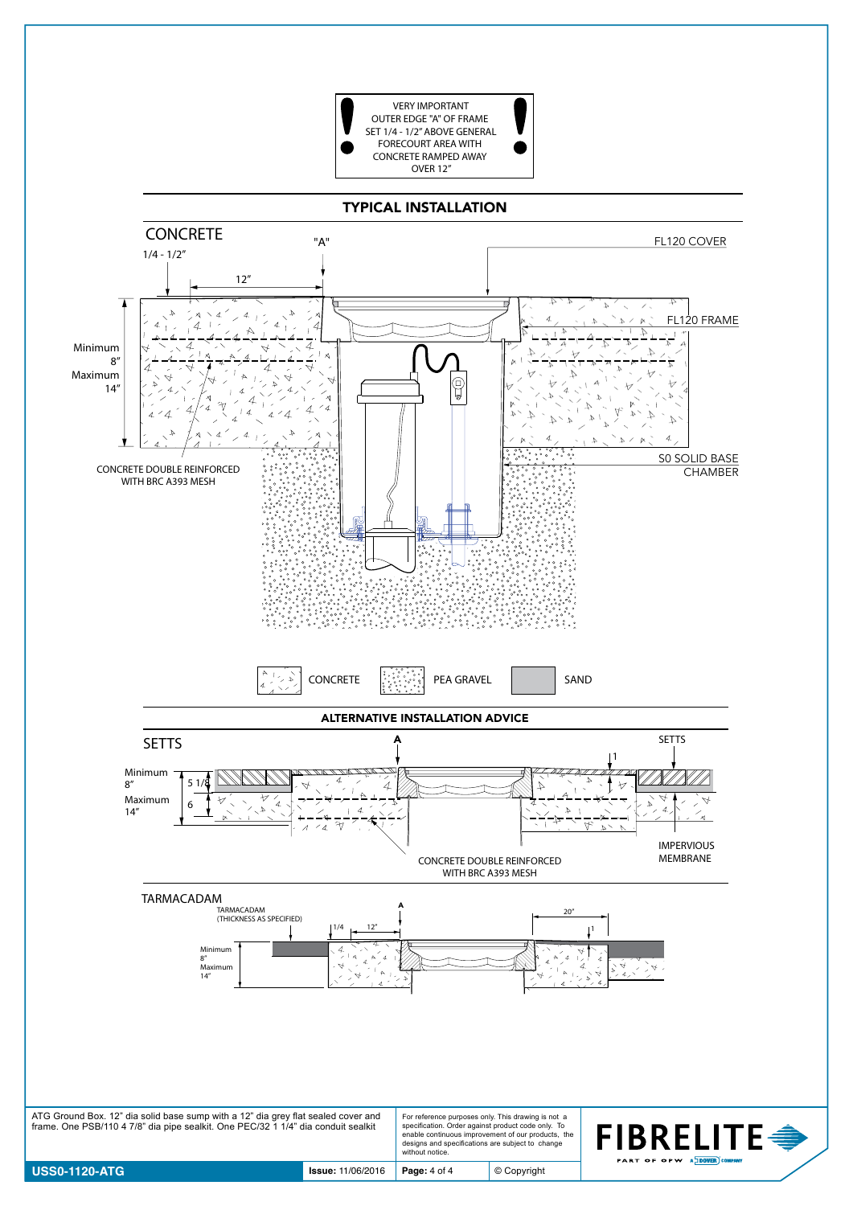VERY IMPORTANT
OUTER EDGE "A" OF FRAME
SET 1/4 - 1/2" ABOVE GENERAL
FORECOURT AREA WITH
CONCRETE RAMPED AWAY
OVER 12"

## TYPICAL INSTALLATION

CONCRETE

"A"

FL120 COVER

1/4 - 1/2"

12"

FL120 FRAME

Minimum
8"
Maximum
14"

CONCRETE DOUBLE REINFORCED
WITH BRC A393 MESH

S0 SOLID BASE
CHAMBER

CONCRETE

PEA GRAVEL

SAND

## ALTERNATIVE INSTALLATION ADVICE

SETTS

A

SETTS

1

Minimum
8"
Maximum
14"

5 1/8

6

IMPERVIOUS
MEMBRANE

CONCRETE DOUBLE REINFORCED
WITH BRC A393 MESH

TARMACADAM

TARMACADAM
(THICKNESS AS SPECIFIED)

A

20"

1/4

12"

1

Minimum
8"
Maximum
14"

ATG Ground Box. 12" dia solid base sump with a 12" dia grey flat sealed cover and frame. One PSB/110 4 7/8" dia pipe sealkit. One PEC/32 1 1/4" dia conduit sealkit

For reference purposes only. This drawing is not a specification. Order against product code only. To enable continuous improvement of our products, the designs and specifications are subject to change without notice.

FIBRELITE
PART OF OPW A DOVER COMPANY

USS0-1120-ATG

**Issue:** 11/06/2016

© Copyright